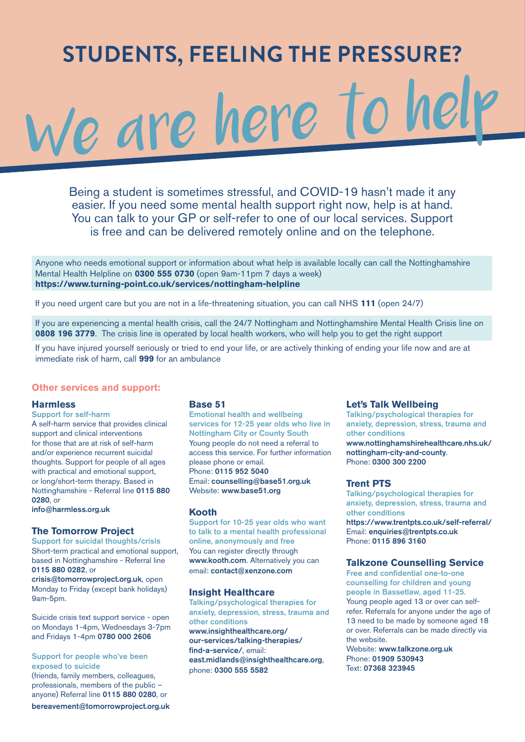# STUDENTS, FEELING THE PRESSURE?

# We are here to help

Being a student is sometimes stressful, and COVID-19 hasn't made it any easier. If you need some mental health support right now, help is at hand. You can talk to your GP or self-refer to one of our local services. Support is free and can be delivered remotely online and on the telephone.

Anyone who needs emotional support or information about what help is available locally can call the Nottinghamshire Mental Health Helpline on **0300 555 0730** (open 9am-11pm 7 days a week) **https://www.turning-point.co.uk/services/nottingham-helpline**

If you need urgent care but you are not in a life-threatening situation, you can call NHS **111** (open 24/7)

If you are experiencing a mental health crisis, call the 24/7 Nottingham and Nottinghamshire Mental Health Crisis line on **0808 196 3779**. The crisis line is operated by local health workers, who will help you to get the right support

If you have injured yourself seriously or tried to end your life, or are actively thinking of ending your life now and are at immediate risk of harm, call **999** for an ambulance

## Other services and support:

### Harmless

Support for self-harm

A self-harm service that provides clinical support and clinical interventions for those that are at risk of self-harm and/or experience recurrent suicidal thoughts. Support for people of all ages with practical and emotional support, or long/short-term therapy. Based in Nottinghamshire - Referral line **0115 880 0280**, or **info@harmless.org.uk**

### The Tomorrow Project

Support for suicidal thoughts/crisis

Short-term practical and emotional support, based in Nottinghamshire - Referral line **0115 880 0282**, or **crisis@tomorrowproject.org.uk**, open Monday to Friday (except bank holidays) 9am-5pm.

Suicide crisis text support service - open on Mondays 1-4pm, Wednesdays 3-7pm and Fridays 1-4pm **0780 000 2606**

Support for people who've been exposed to suicide

(friends, family members, colleagues, professionals, members of the public – anyone) Referral line **0115 880 0280**, or **bereavement@tomorrowproject.org.uk**

### Base 51

Emotional health and wellbeing services for 12-25 year olds who live in Nottingham City or County South

Young people do not need a referral to access this service. For further information please phone or email.
Phone: **0115 952 5040**
Email: **counselling@base51.org.uk**
Website: **www.base51.org**

### Kooth

Support for 10-25 year olds who want to talk to a mental health professional online, anonymously and free

You can register directly through **www.kooth.com**. Alternatively you can email: **contact@xenzone.com**

### Insight Healthcare

Talking/psychological therapies for anxiety, depression, stress, trauma and other conditions

**www.insighthealthcare.org/our-services/talking-therapies/find-a-service/**, email: **east.midlands@insighthealthcare.org**, phone: **0300 555 5582**

### Let's Talk Wellbeing

Talking/psychological therapies for anxiety, depression, stress, trauma and other conditions

**www.nottinghamshirehealthcare.nhs.uk/nottingham-city-and-county**.
Phone: **0300 300 2200**

### Trent PTS

Talking/psychological therapies for anxiety, depression, stress, trauma and other conditions

**https://www.trentpts.co.uk/self-referral/**
Email: **enquiries@trentpts.co.uk**
Phone: **0115 896 3160**

### Talkzone Counselling Service

Free and confidential one-to-one counselling for children and young people in Bassetlaw, aged 11-25.

Young people aged 13 or over can self-refer. Referrals for anyone under the age of 13 need to be made by someone aged 18 or over. Referrals can be made directly via the website.
Website: **www.talkzone.org.uk**
Phone: **01909 530943**
Text: **07368 323945**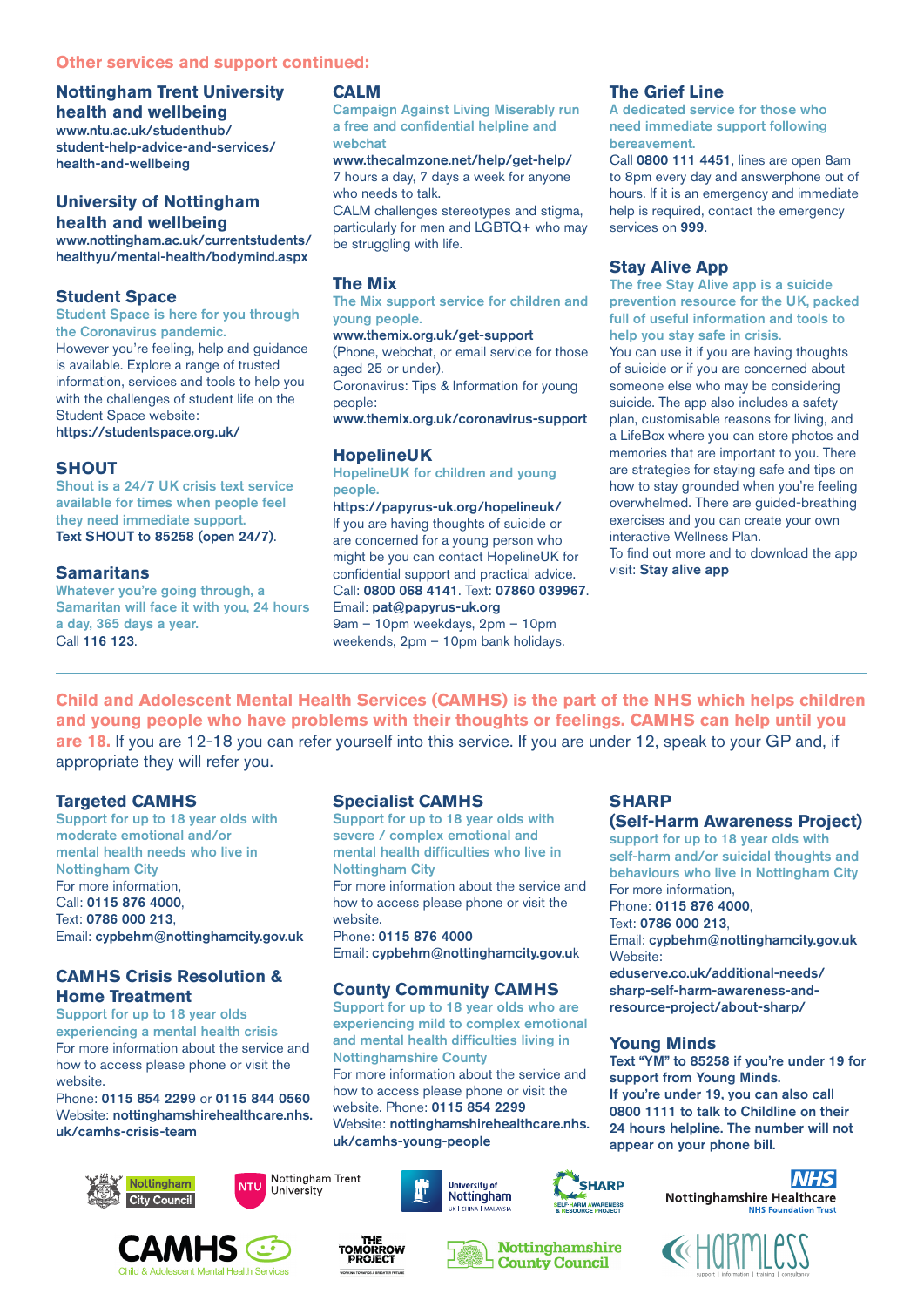## Other services and support continued:

### Nottingham Trent University health and wellbeing

www.ntu.ac.uk/studenthub/student-help-advice-and-services/health-and-wellbeing

### University of Nottingham health and wellbeing

www.nottingham.ac.uk/currentstudents/healthyu/mental-health/bodymind.aspx

### Student Space

Student Space is here for you through the Coronavirus pandemic.

However you're feeling, help and guidance is available. Explore a range of trusted information, services and tools to help you with the challenges of student life on the Student Space website:
**https://studentspace.org.uk/**

### SHOUT

Shout is a 24/7 UK crisis text service available for times when people feel they need immediate support.
**Text SHOUT to 85258 (open 24/7)**.

### Samaritans

Whatever you're going through, a Samaritan will face it with you, 24 hours a day, 365 days a year.
Call **116 123**.

### CALM

Campaign Against Living Miserably run a free and confidential helpline and webchat

**www.thecalmzone.net/help/get-help/**
7 hours a day, 7 days a week for anyone who needs to talk.
CALM challenges stereotypes and stigma, particularly for men and LGBTQ+ who may be struggling with life.

### The Mix

The Mix support service for children and young people.

**www.themix.org.uk/get-support**
(Phone, webchat, or email service for those aged 25 or under).
Coronavirus: Tips & Information for young people:
**www.themix.org.uk/coronavirus-support**

### HopelineUK

HopelineUK for children and young people.

**https://papyrus-uk.org/hopelineuk/**
If you are having thoughts of suicide or are concerned for a young person who might be you can contact HopelineUK for confidential support and practical advice.
Call: **0800 068 4141**. Text: **07860 039967**.
Email: **pat@papyrus-uk.org**
9am – 10pm weekdays, 2pm – 10pm weekends, 2pm – 10pm bank holidays.

### The Grief Line

A dedicated service for those who need immediate support following bereavement.

Call **0800 111 4451**, lines are open 8am to 8pm every day and answerphone out of hours. If it is an emergency and immediate help is required, contact the emergency services on **999**.

### Stay Alive App

The free Stay Alive app is a suicide prevention resource for the UK, packed full of useful information and tools to help you stay safe in crisis.

You can use it if you are having thoughts of suicide or if you are concerned about someone else who may be considering suicide. The app also includes a safety plan, customisable reasons for living, and a LifeBox where you can store photos and memories that are important to you. There are strategies for staying safe and tips on how to stay grounded when you're feeling overwhelmed. There are guided-breathing exercises and you can create your own interactive Wellness Plan.
To find out more and to download the app visit: **Stay alive app**

---

**Child and Adolescent Mental Health Services (CAMHS) is the part of the NHS which helps children and young people who have problems with their thoughts or feelings. CAMHS can help until you are 18.** If you are 12-18 you can refer yourself into this service. If you are under 12, speak to your GP and, if appropriate they will refer you.

### Targeted CAMHS

Support for up to 18 year olds with moderate emotional and/or mental health needs who live in Nottingham City

For more information,
Call: **0115 876 4000**,
Text: **0786 000 213**,
Email: **cypbehm@nottinghamcity.gov.uk**

### CAMHS Crisis Resolution & Home Treatment

Support for up to 18 year olds experiencing a mental health crisis

For more information about the service and how to access please phone or visit the website.
Phone: **0115 854 2299** or **0115 844 0560**
Website: **nottinghamshirehealthcare.nhs.uk/camhs-crisis-team**

### Specialist CAMHS

Support for up to 18 year olds with severe / complex emotional and mental health difficulties who live in Nottingham City

For more information about the service and how to access please phone or visit the website.
Phone: **0115 876 4000**
Email: **cypbehm@nottinghamcity.gov.uk**

### County Community CAMHS

Support for up to 18 year olds who are experiencing mild to complex emotional and mental health difficulties living in Nottinghamshire County

For more information about the service and how to access please phone or visit the website. Phone: **0115 854 2299**
Website: **nottinghamshirehealthcare.nhs.uk/camhs-young-people**

### SHARP (Self-Harm Awareness Project)

support for up to 18 year olds with self-harm and/or suicidal thoughts and behaviours who live in Nottingham City

For more information,
Phone: **0115 876 4000**,
Text: **0786 000 213**,
Email: **cypbehm@nottinghamcity.gov.uk**
Website:
**eduserve.co.uk/additional-needs/sharp-self-harm-awareness-and-resource-project/about-sharp/**

### Young Minds

**Text "YM" to 85258 if you're under 19 for support from Young Minds.**
**If you're under 19, you can also call 0800 1111 to talk to Childline on their 24 hours helpline. The number will not appear on your phone bill.**

Nottingham City Council | Nottingham Trent University | University of Nottingham UK | CHINA | MALAYSIA | SHARP Self-Harm Awareness & Resource Project | NHS Nottinghamshire Healthcare NHS Foundation Trust | CAMHS Child & Adolescent Mental Health Services | The Tomorrow Project | Nottinghamshire County Council | Harmless support | information | training | consultancy